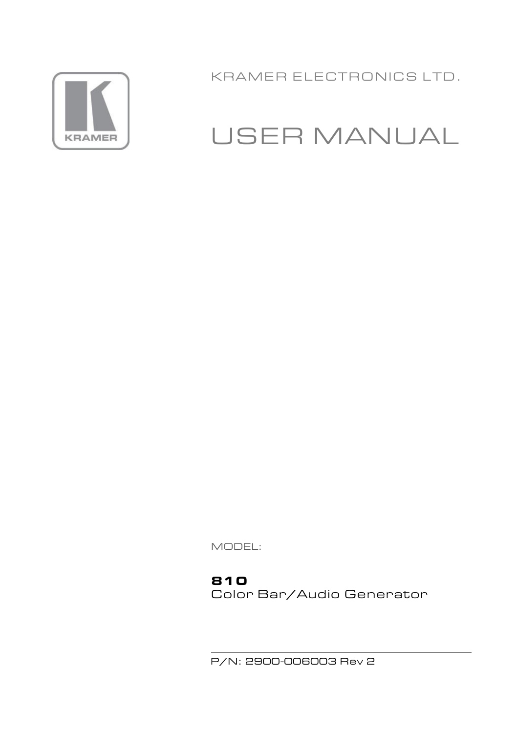KRAMER ELECTRONICS LTD.

# USER MANUAL

MODEL:

**810**
Color Bar/Audio Generator

P/N: 2900-006003 Rev 2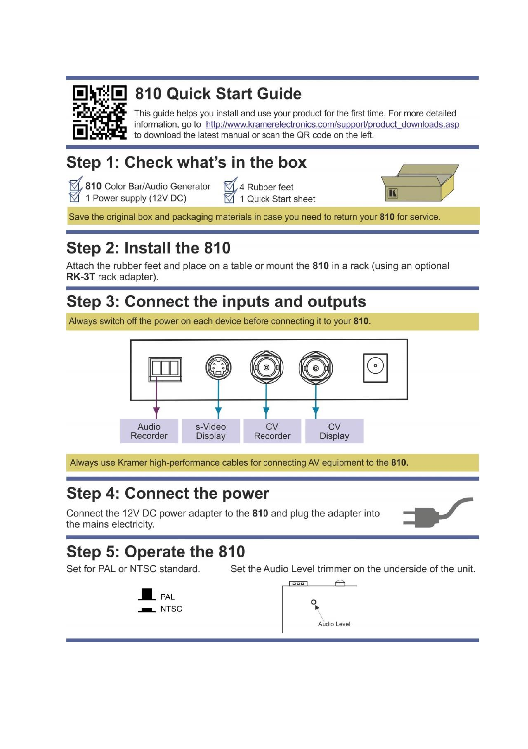# 810 Quick Start Guide

This guide helps you install and use your product for the first time. For more detailed information, go to http://www.kramerelectronics.com/support/product_downloads.asp to download the latest manual or scan the QR code on the left.

## Step 1: Check what's in the box

- **810** Color Bar/Audio Generator
- 1 Power supply (12V DC)
- 4 Rubber feet
- 1 Quick Start sheet

Save the original box and packaging materials in case you need to return your **810** for service.

## Step 2: Install the 810

Attach the rubber feet and place on a table or mount the **810** in a rack (using an optional **RK-3T** rack adapter).

## Step 3: Connect the inputs and outputs

Always switch off the power on each device before connecting it to your **810**.

Audio Recorder | s-Video Display | CV Recorder | CV Display

Always use Kramer high-performance cables for connecting AV equipment to the **810**.

## Step 4: Connect the power

Connect the 12V DC power adapter to the **810** and plug the adapter into the mains electricity.

## Step 5: Operate the 810

Set for PAL or NTSC standard.

PAL

NTSC

Set the Audio Level trimmer on the underside of the unit.

Audio Level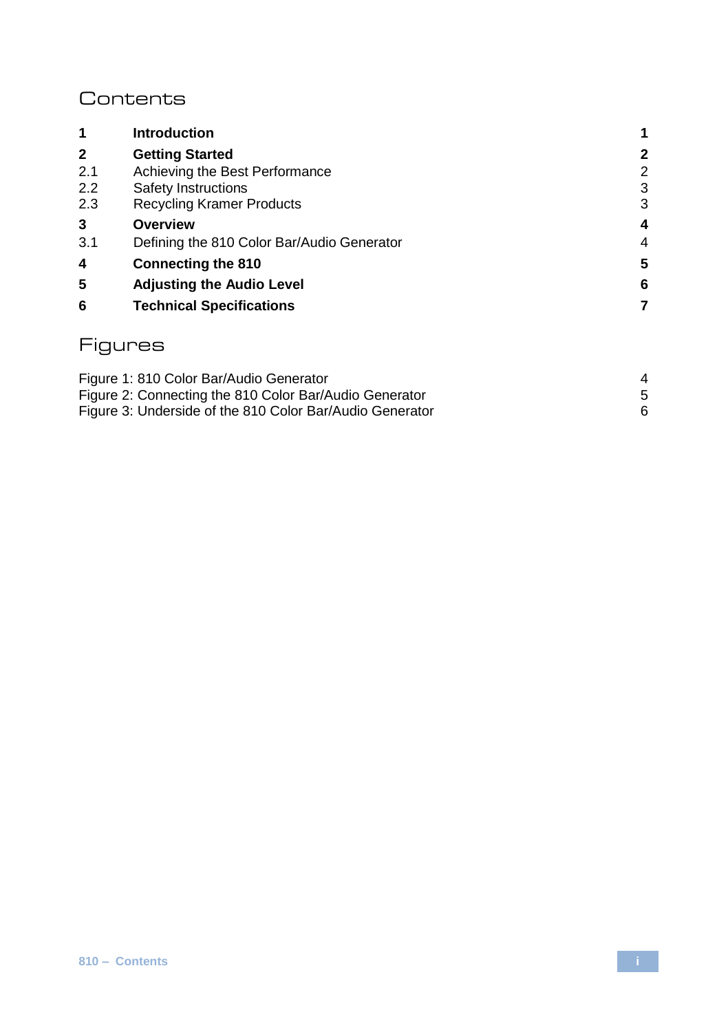# Contents

| | | |
|---|---|---|
| **1** | **Introduction** | **1** |
| **2** | **Getting Started** | **2** |
| 2.1 | Achieving the Best Performance | 2 |
| 2.2 | Safety Instructions | 3 |
| 2.3 | Recycling Kramer Products | 3 |
| **3** | **Overview** | **4** |
| 3.1 | Defining the 810 Color Bar/Audio Generator | 4 |
| **4** | **Connecting the 810** | **5** |
| **5** | **Adjusting the Audio Level** | **6** |
| **6** | **Technical Specifications** | **7** |

# Figures

| | |
|---|---|
| Figure 1: 810 Color Bar/Audio Generator | 4 |
| Figure 2: Connecting the 810 Color Bar/Audio Generator | 5 |
| Figure 3: Underside of the 810 Color Bar/Audio Generator | 6 |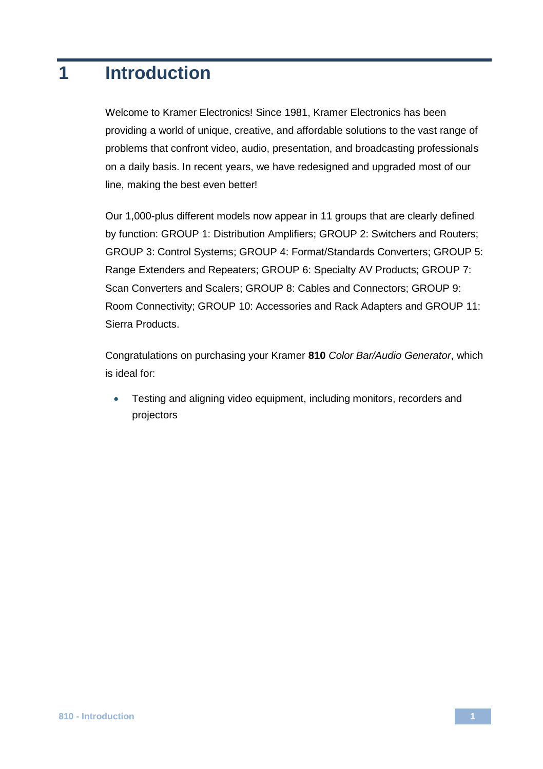# 1 Introduction

Welcome to Kramer Electronics! Since 1981, Kramer Electronics has been providing a world of unique, creative, and affordable solutions to the vast range of problems that confront video, audio, presentation, and broadcasting professionals on a daily basis. In recent years, we have redesigned and upgraded most of our line, making the best even better!

Our 1,000-plus different models now appear in 11 groups that are clearly defined by function: GROUP 1: Distribution Amplifiers; GROUP 2: Switchers and Routers; GROUP 3: Control Systems; GROUP 4: Format/Standards Converters; GROUP 5: Range Extenders and Repeaters; GROUP 6: Specialty AV Products; GROUP 7: Scan Converters and Scalers; GROUP 8: Cables and Connectors; GROUP 9: Room Connectivity; GROUP 10: Accessories and Rack Adapters and GROUP 11: Sierra Products.

Congratulations on purchasing your Kramer **810** *Color Bar/Audio Generator*, which is ideal for:

- Testing and aligning video equipment, including monitors, recorders and projectors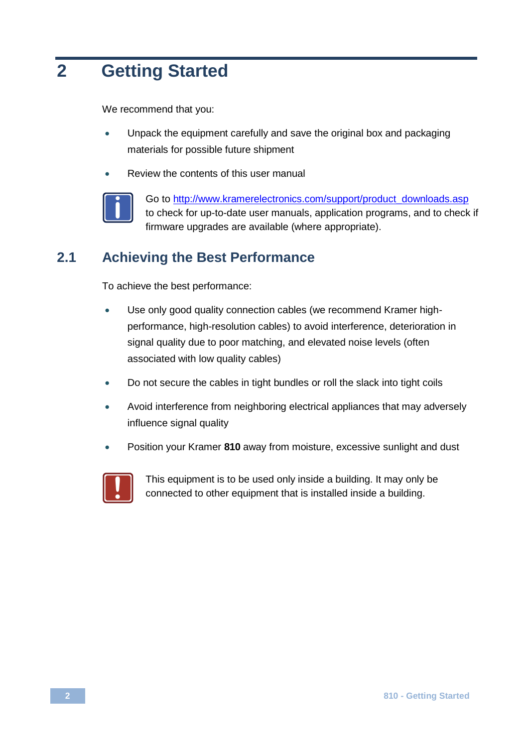# 2 Getting Started

We recommend that you:

- Unpack the equipment carefully and save the original box and packaging materials for possible future shipment
- Review the contents of this user manual

Go to http://www.kramerelectronics.com/support/product_downloads.asp to check for up-to-date user manuals, application programs, and to check if firmware upgrades are available (where appropriate).

## 2.1 Achieving the Best Performance

To achieve the best performance:

- Use only good quality connection cables (we recommend Kramer high-performance, high-resolution cables) to avoid interference, deterioration in signal quality due to poor matching, and elevated noise levels (often associated with low quality cables)
- Do not secure the cables in tight bundles or roll the slack into tight coils
- Avoid interference from neighboring electrical appliances that may adversely influence signal quality
- Position your Kramer **810** away from moisture, excessive sunlight and dust

This equipment is to be used only inside a building. It may only be connected to other equipment that is installed inside a building.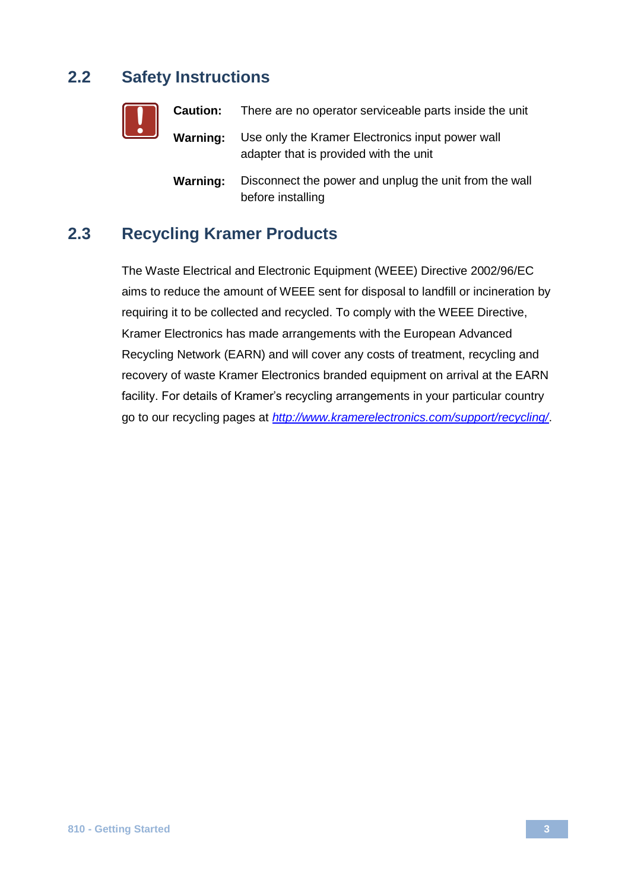## 2.2 Safety Instructions

**Caution:** There are no operator serviceable parts inside the unit

**Warning:** Use only the Kramer Electronics input power wall adapter that is provided with the unit

**Warning:** Disconnect the power and unplug the unit from the wall before installing

## 2.3 Recycling Kramer Products

The Waste Electrical and Electronic Equipment (WEEE) Directive 2002/96/EC aims to reduce the amount of WEEE sent for disposal to landfill or incineration by requiring it to be collected and recycled. To comply with the WEEE Directive, Kramer Electronics has made arrangements with the European Advanced Recycling Network (EARN) and will cover any costs of treatment, recycling and recovery of waste Kramer Electronics branded equipment on arrival at the EARN facility. For details of Kramer's recycling arrangements in your particular country go to our recycling pages at *http://www.kramerelectronics.com/support/recycling/*.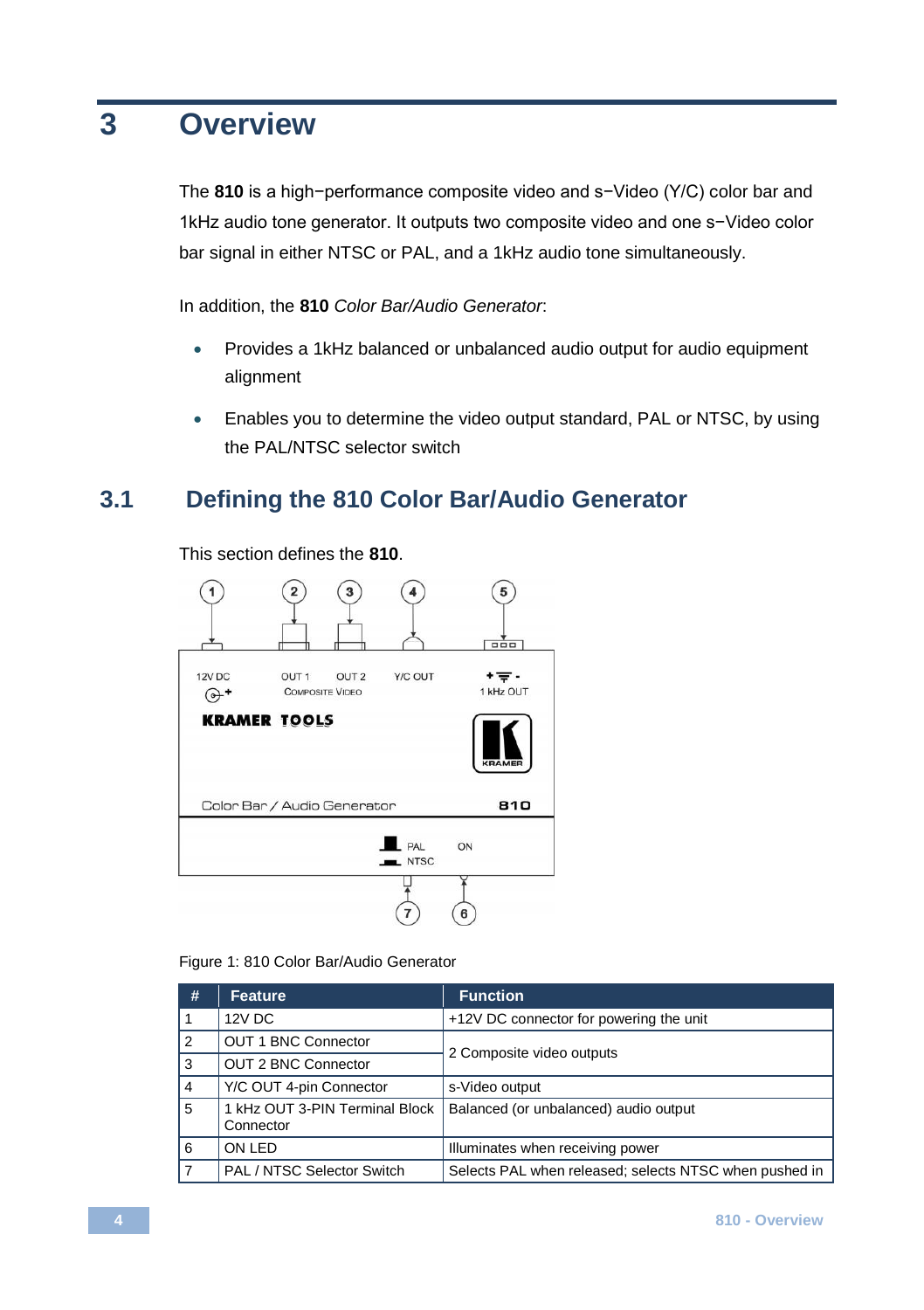# 3 Overview

The **810** is a high−performance composite video and s−Video (Y/C) color bar and 1kHz audio tone generator. It outputs two composite video and one s−Video color bar signal in either NTSC or PAL, and a 1kHz audio tone simultaneously.

In addition, the **810** *Color Bar/Audio Generator*:

- Provides a 1kHz balanced or unbalanced audio output for audio equipment alignment
- Enables you to determine the video output standard, PAL or NTSC, by using the PAL/NTSC selector switch

## 3.1 Defining the 810 Color Bar/Audio Generator

This section defines the **810**.

Figure 1: 810 Color Bar/Audio Generator

| # | Feature | Function |
|---|---|---|
| 1 | 12V DC | +12V DC connector for powering the unit |
| 2 | OUT 1 BNC Connector | 2 Composite video outputs |
| 3 | OUT 2 BNC Connector | |
| 4 | Y/C OUT 4-pin Connector | s-Video output |
| 5 | 1 kHz OUT 3-PIN Terminal Block Connector | Balanced (or unbalanced) audio output |
| 6 | ON LED | Illuminates when receiving power |
| 7 | PAL / NTSC Selector Switch | Selects PAL when released; selects NTSC when pushed in |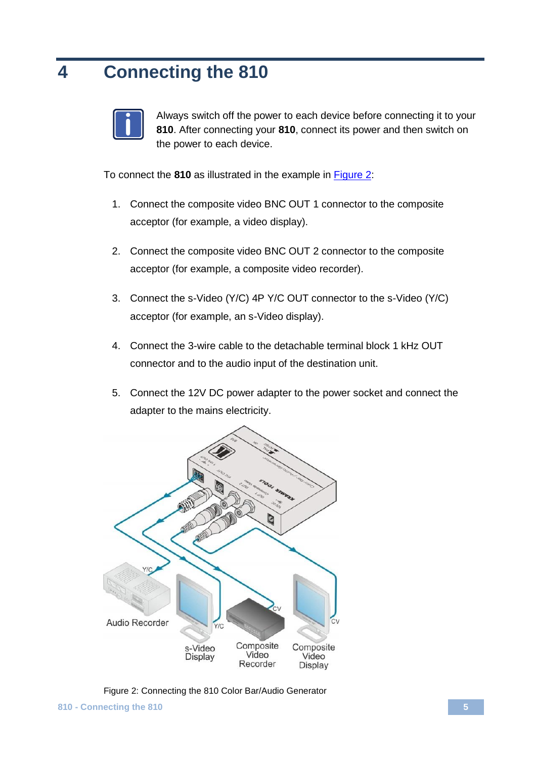# 4 Connecting the 810

Always switch off the power to each device before connecting it to your **810**. After connecting your **810**, connect its power and then switch on the power to each device.

To connect the **810** as illustrated in the example in Figure 2:

1. Connect the composite video BNC OUT 1 connector to the composite acceptor (for example, a video display).
2. Connect the composite video BNC OUT 2 connector to the composite acceptor (for example, a composite video recorder).
3. Connect the s-Video (Y/C) 4P Y/C OUT connector to the s-Video (Y/C) acceptor (for example, an s-Video display).
4. Connect the 3-wire cable to the detachable terminal block 1 kHz OUT connector and to the audio input of the destination unit.
5. Connect the 12V DC power adapter to the power socket and connect the adapter to the mains electricity.

Figure 2: Connecting the 810 Color Bar/Audio Generator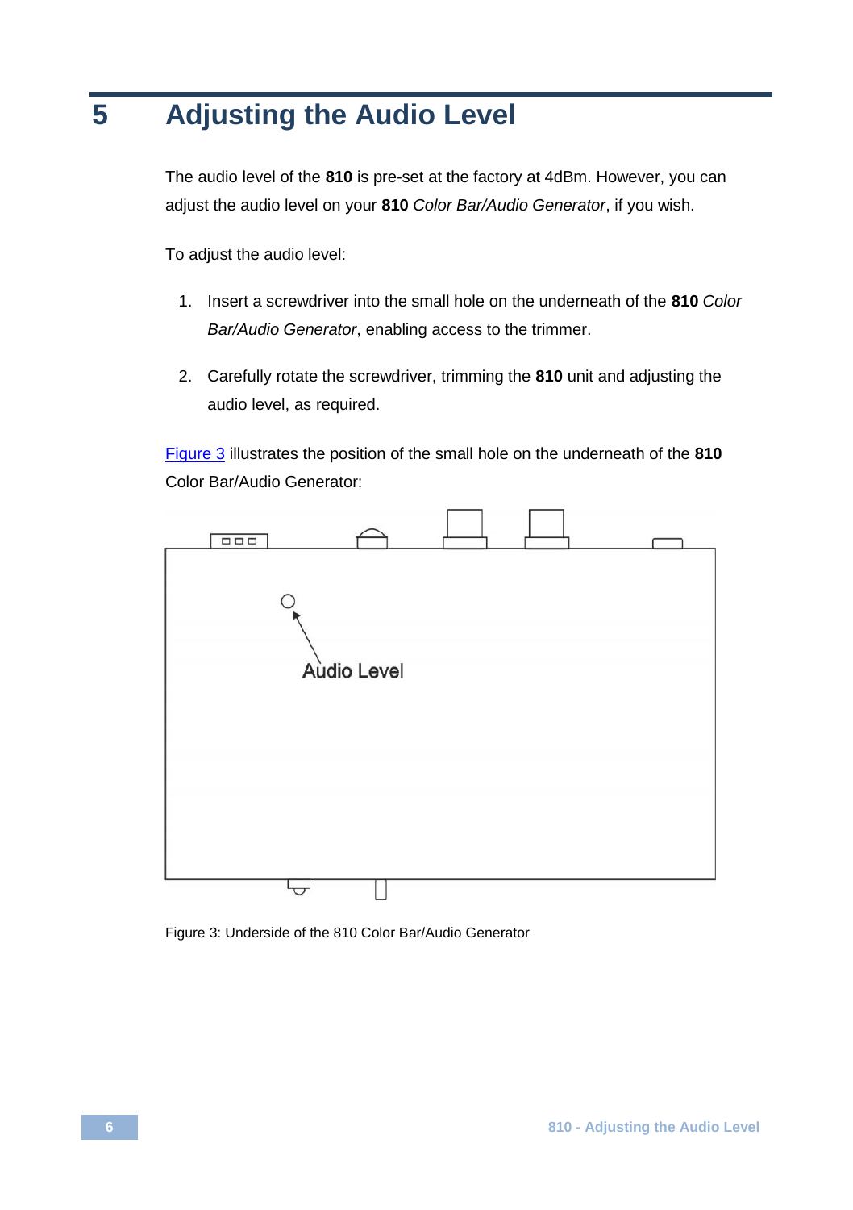# 5 Adjusting the Audio Level

The audio level of the **810** is pre-set at the factory at 4dBm. However, you can adjust the audio level on your **810** *Color Bar/Audio Generator*, if you wish.

To adjust the audio level:

1. Insert a screwdriver into the small hole on the underneath of the **810** *Color Bar/Audio Generator*, enabling access to the trimmer.
2. Carefully rotate the screwdriver, trimming the **810** unit and adjusting the audio level, as required.

Figure 3 illustrates the position of the small hole on the underneath of the **810** Color Bar/Audio Generator:

Audio Level

Figure 3: Underside of the 810 Color Bar/Audio Generator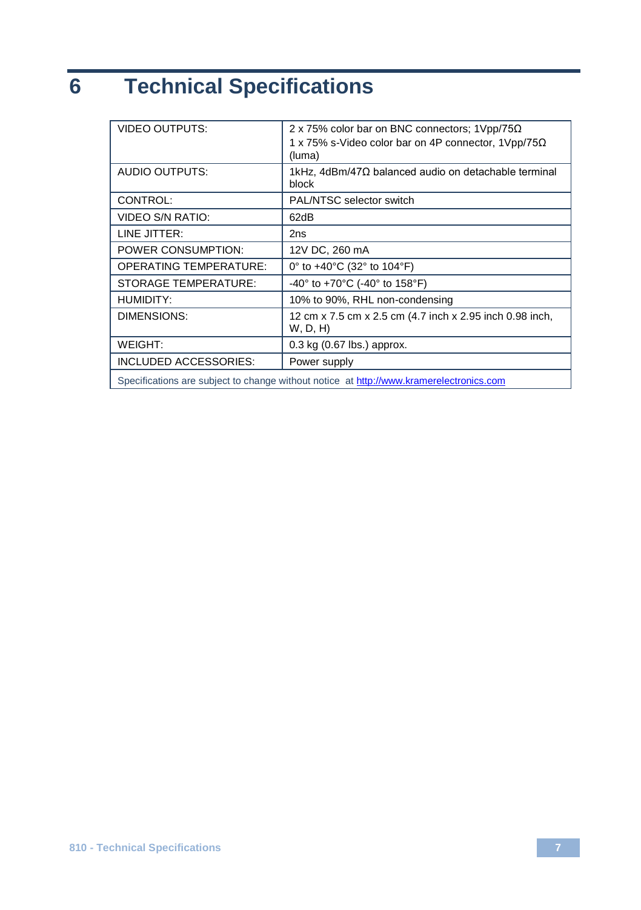# 6 Technical Specifications

| | |
|---|---|
| VIDEO OUTPUTS: | 2 x 75% color bar on BNC connectors; 1Vpp/75Ω<br>1 x 75% s-Video color bar on 4P connector, 1Vpp/75Ω (luma) |
| AUDIO OUTPUTS: | 1kHz, 4dBm/47Ω balanced audio on detachable terminal block |
| CONTROL: | PAL/NTSC selector switch |
| VIDEO S/N RATIO: | 62dB |
| LINE JITTER: | 2ns |
| POWER CONSUMPTION: | 12V DC, 260 mA |
| OPERATING TEMPERATURE: | 0° to +40°C (32° to 104°F) |
| STORAGE TEMPERATURE: | -40° to +70°C (-40° to 158°F) |
| HUMIDITY: | 10% to 90%, RHL non-condensing |
| DIMENSIONS: | 12 cm x 7.5 cm x 2.5 cm (4.7 inch x 2.95 inch 0.98 inch, W, D, H) |
| WEIGHT: | 0.3 kg (0.67 lbs.) approx. |
| INCLUDED ACCESSORIES: | Power supply |
| Specifications are subject to change without notice at http://www.kramerelectronics.com | |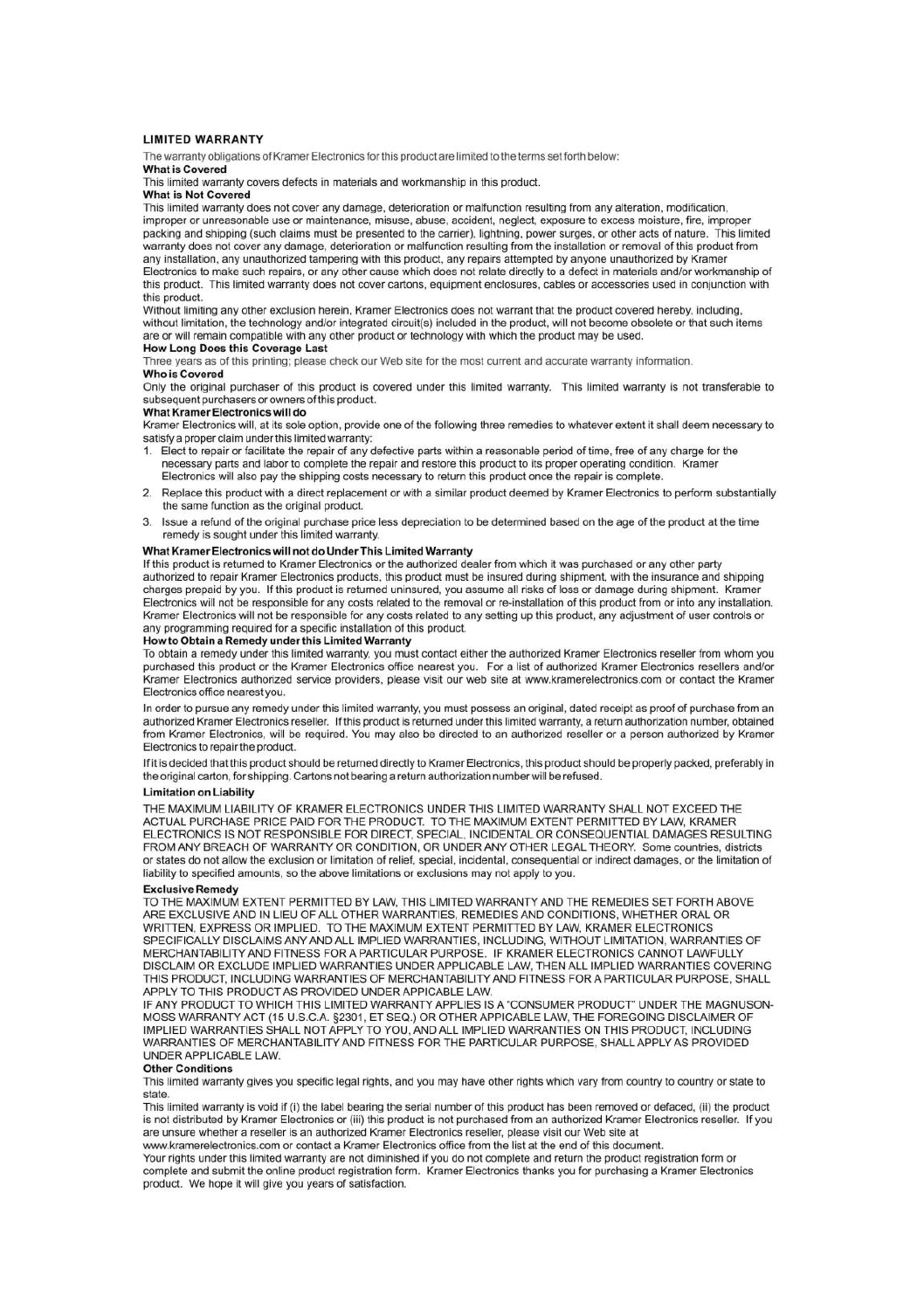## LIMITED WARRANTY

The warranty obligations of Kramer Electronics for this product are limited to the terms set forth below:

### What is Covered

This limited warranty covers defects in materials and workmanship in this product.

### What is Not Covered

This limited warranty does not cover any damage, deterioration or malfunction resulting from any alteration, modification, improper or unreasonable use or maintenance, misuse, abuse, accident, neglect, exposure to excess moisture, fire, improper packing and shipping (such claims must be presented to the carrier), lightning, power surges, or other acts of nature. This limited warranty does not cover any damage, deterioration or malfunction resulting from the installation or removal of this product from any installation, any unauthorized tampering with this product, any repairs attempted by anyone unauthorized by Kramer Electronics to make such repairs, or any other cause which does not relate directly to a defect in materials and/or workmanship of this product. This limited warranty does not cover cartons, equipment enclosures, cables or accessories used in conjunction with this product.

Without limiting any other exclusion herein, Kramer Electronics does not warrant that the product covered hereby, including, without limitation, the technology and/or integrated circuit(s) included in the product, will not become obsolete or that such items are or will remain compatible with any other product or technology with which the product may be used.

### How Long Does this Coverage Last

Three years as of this printing; please check our Web site for the most current and accurate warranty information.

### Who is Covered

Only the original purchaser of this product is covered under this limited warranty. This limited warranty is not transferable to subsequent purchasers or owners of this product.

### What Kramer Electronics will do

Kramer Electronics will, at its sole option, provide one of the following three remedies to whatever extent it shall deem necessary to satisfy a proper claim under this limited warranty:

1. Elect to repair or facilitate the repair of any defective parts within a reasonable period of time, free of any charge for the necessary parts and labor to complete the repair and restore this product to its proper operating condition. Kramer Electronics will also pay the shipping costs necessary to return this product once the repair is complete.
2. Replace this product with a direct replacement or with a similar product deemed by Kramer Electronics to perform substantially the same function as the original product.
3. Issue a refund of the original purchase price less depreciation to be determined based on the age of the product at the time remedy is sought under this limited warranty.

### What Kramer Electronics will not do Under This Limited Warranty

If this product is returned to Kramer Electronics or the authorized dealer from which it was purchased or any other party authorized to repair Kramer Electronics products, this product must be insured during shipment, with the insurance and shipping charges prepaid by you. If this product is returned uninsured, you assume all risks of loss or damage during shipment. Kramer Electronics will not be responsible for any costs related to the removal or re-installation of this product from or into any installation. Kramer Electronics will not be responsible for any costs related to any setting up this product, any adjustment of user controls or any programming required for a specific installation of this product.

### How to Obtain a Remedy under this Limited Warranty

To obtain a remedy under this limited warranty, you must contact either the authorized Kramer Electronics reseller from whom you purchased this product or the Kramer Electronics office nearest you. For a list of authorized Kramer Electronics resellers and/or Kramer Electronics authorized service providers, please visit our web site at www.kramerelectronics.com or contact the Kramer Electronics office nearest you.

In order to pursue any remedy under this limited warranty, you must possess an original, dated receipt as proof of purchase from an authorized Kramer Electronics reseller. If this product is returned under this limited warranty, a return authorization number, obtained from Kramer Electronics, will be required. You may also be directed to an authorized reseller or a person authorized by Kramer Electronics to repair the product.

If it is decided that this product should be returned directly to Kramer Electronics, this product should be properly packed, preferably in the original carton, for shipping. Cartons not bearing a return authorization number will be refused.

### Limitation on Liability

THE MAXIMUM LIABILITY OF KRAMER ELECTRONICS UNDER THIS LIMITED WARRANTY SHALL NOT EXCEED THE ACTUAL PURCHASE PRICE PAID FOR THE PRODUCT. TO THE MAXIMUM EXTENT PERMITTED BY LAW, KRAMER ELECTRONICS IS NOT RESPONSIBLE FOR DIRECT, SPECIAL, INCIDENTAL OR CONSEQUENTIAL DAMAGES RESULTING FROM ANY BREACH OF WARRANTY OR CONDITION, OR UNDER ANY OTHER LEGAL THEORY. Some countries, districts or states do not allow the exclusion or limitation of relief, special, incidental, consequential or indirect damages, or the limitation of liability to specified amounts, so the above limitations or exclusions may not apply to you.

### Exclusive Remedy

TO THE MAXIMUM EXTENT PERMITTED BY LAW, THIS LIMITED WARRANTY AND THE REMEDIES SET FORTH ABOVE ARE EXCLUSIVE AND IN LIEU OF ALL OTHER WARRANTIES, REMEDIES AND CONDITIONS, WHETHER ORAL OR WRITTEN, EXPRESS OR IMPLIED. TO THE MAXIMUM EXTENT PERMITTED BY LAW, KRAMER ELECTRONICS SPECIFICALLY DISCLAIMS ANY AND ALL IMPLIED WARRANTIES, INCLUDING, WITHOUT LIMITATION, WARRANTIES OF MERCHANTABILITY AND FITNESS FOR A PARTICULAR PURPOSE. IF KRAMER ELECTRONICS CANNOT LAWFULLY DISCLAIM OR EXCLUDE IMPLIED WARRANTIES UNDER APPLICABLE LAW, THEN ALL IMPLIED WARRANTIES COVERING THIS PRODUCT, INCLUDING WARRANTIES OF MERCHANTABILITY AND FITNESS FOR A PARTICULAR PURPOSE, SHALL APPLY TO THIS PRODUCT AS PROVIDED UNDER APPICABLE LAW.

IF ANY PRODUCT TO WHICH THIS LIMITED WARRANTY APPLIES IS A "CONSUMER PRODUCT" UNDER THE MAGNUSON-MOSS WARRANTY ACT (15 U.S.C.A. §2301, ET SEQ.) OR OTHER APPICABLE LAW, THE FOREGOING DISCLAIMER OF IMPLIED WARRANTIES SHALL NOT APPLY TO YOU, AND ALL IMPLIED WARRANTIES ON THIS PRODUCT, INCLUDING WARRANTIES OF MERCHANTABILITY AND FITNESS FOR THE PARTICULAR PURPOSE, SHALL APPLY AS PROVIDED UNDER APPLICABLE LAW.

### Other Conditions

This limited warranty gives you specific legal rights, and you may have other rights which vary from country to country or state to state.

This limited warranty is void if (i) the label bearing the serial number of this product has been removed or defaced, (ii) the product is not distributed by Kramer Electronics or (iii) this product is not purchased from an authorized Kramer Electronics reseller. If you are unsure whether a reseller is an authorized Kramer Electronics reseller, please visit our Web site at www.kramerelectronics.com or contact a Kramer Electronics office from the list at the end of this document.

Your rights under this limited warranty are not diminished if you do not complete and return the product registration form or complete and submit the online product registration form. Kramer Electronics thanks you for purchasing a Kramer Electronics product. We hope it will give you years of satisfaction.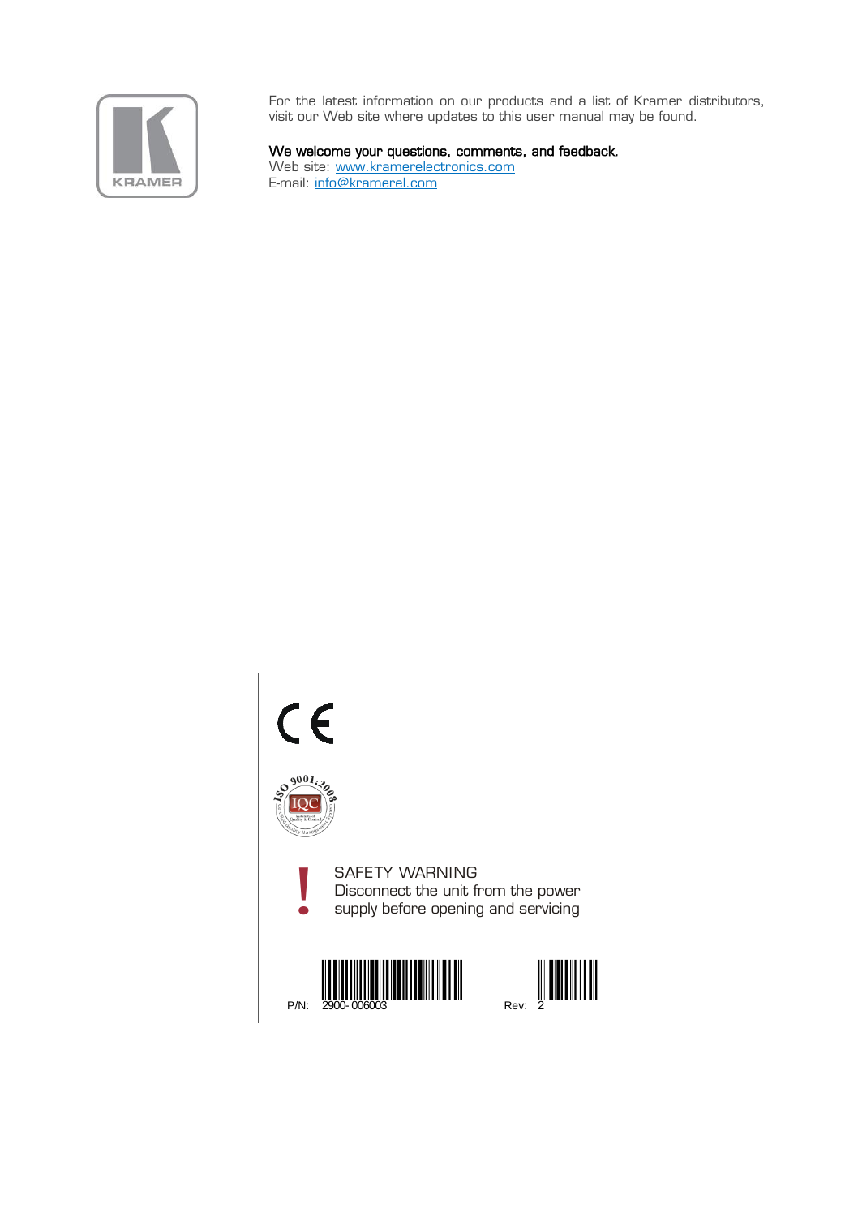For the latest information on our products and a list of Kramer distributors, visit our Web site where updates to this user manual may be found.

**We welcome your questions, comments, and feedback.**
Web site: www.kramerelectronics.com
E-mail: info@kramerel.com

SAFETY WARNING
Disconnect the unit from the power supply before opening and servicing

P/N: 2900- 006003 Rev: 2